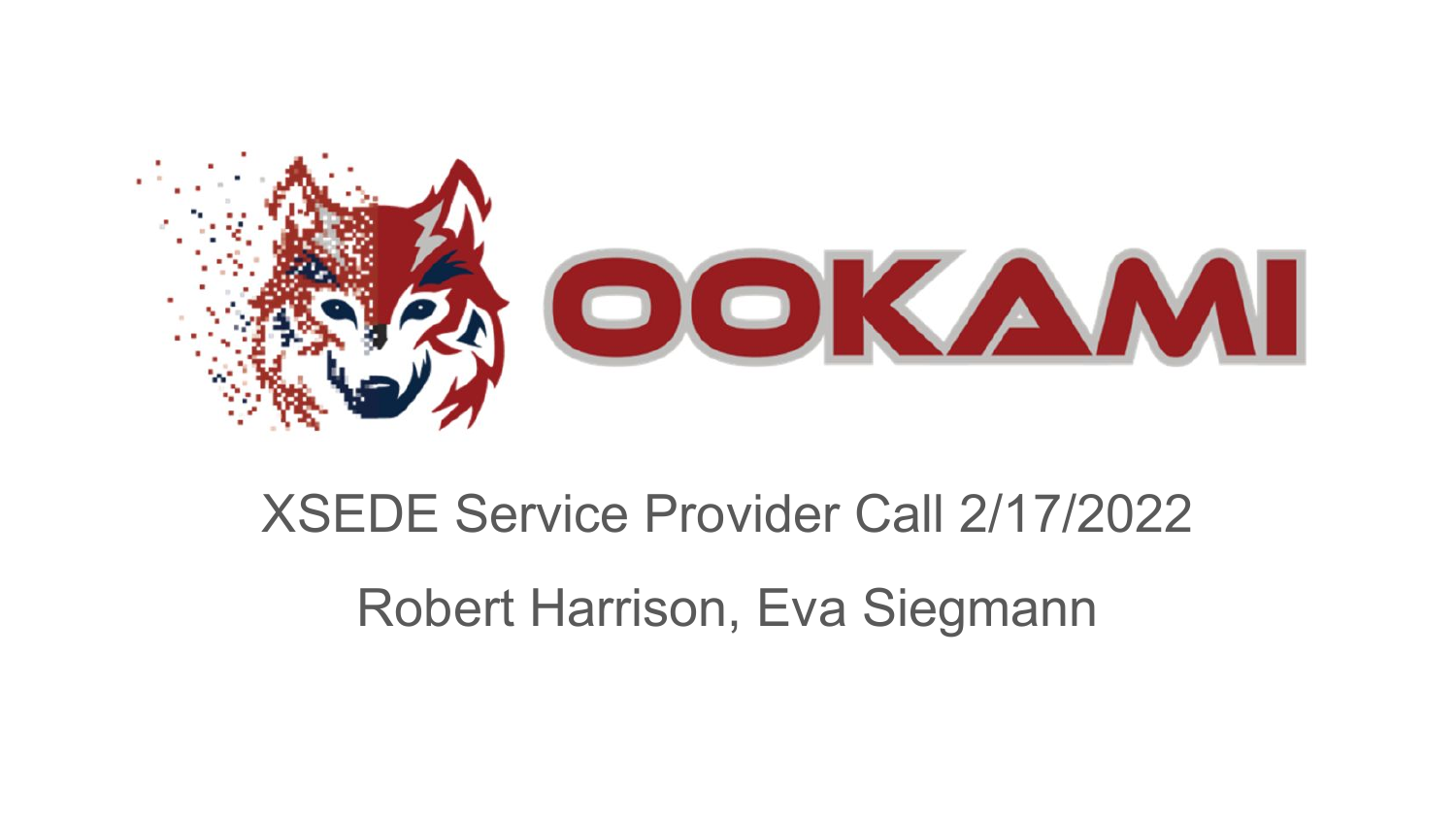# OOKAMI

XSEDE Service Provider Call 2/17/2022

Robert Harrison, Eva Siegmann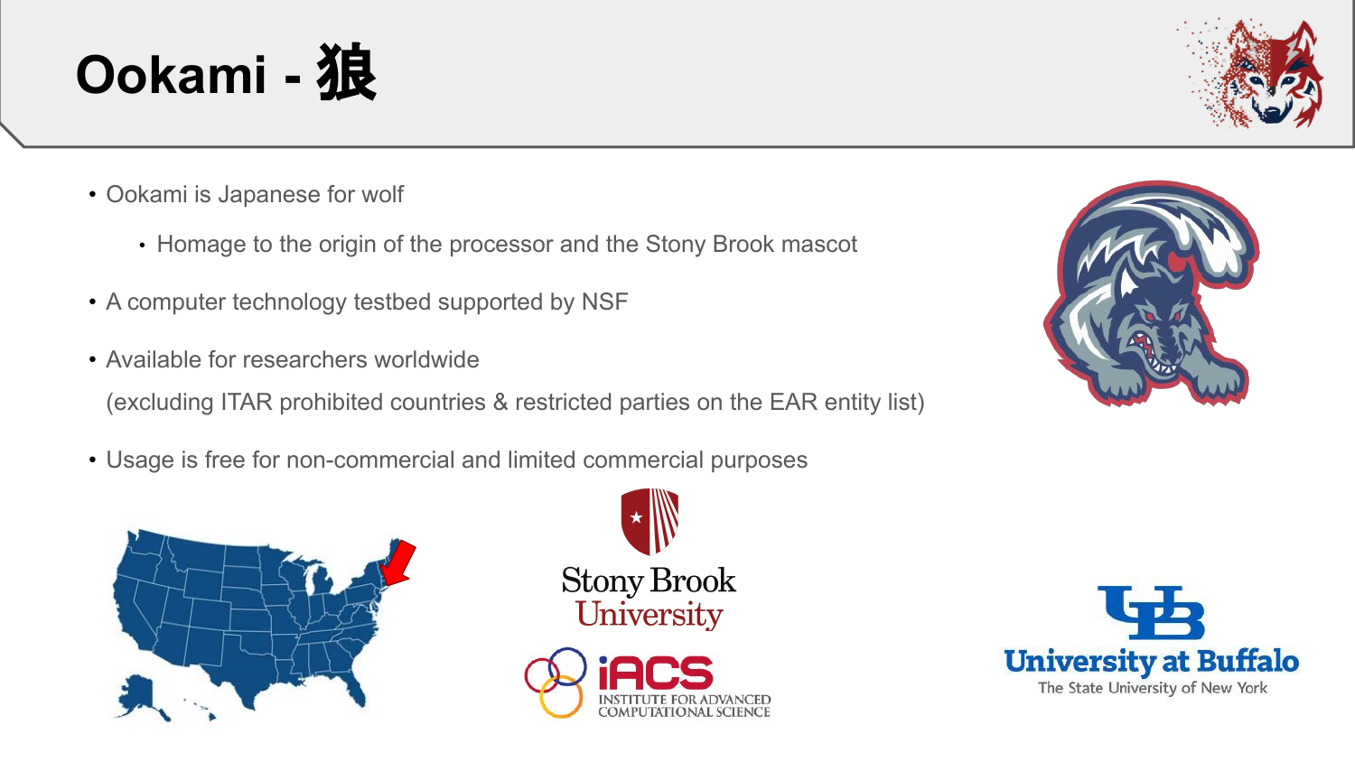# Ookami - 狼

- Ookami is Japanese for wolf
  - Homage to the origin of the processor and the Stony Brook mascot
- A computer technology testbed supported by NSF
- Available for researchers worldwide

  (excluding ITAR prohibited countries & restricted parties on the EAR entity list)
- Usage is free for non-commercial and limited commercial purposes

Stony Brook University

iACS INSTITUTE FOR ADVANCED COMPUTATIONAL SCIENCE

University at Buffalo
The State University of New York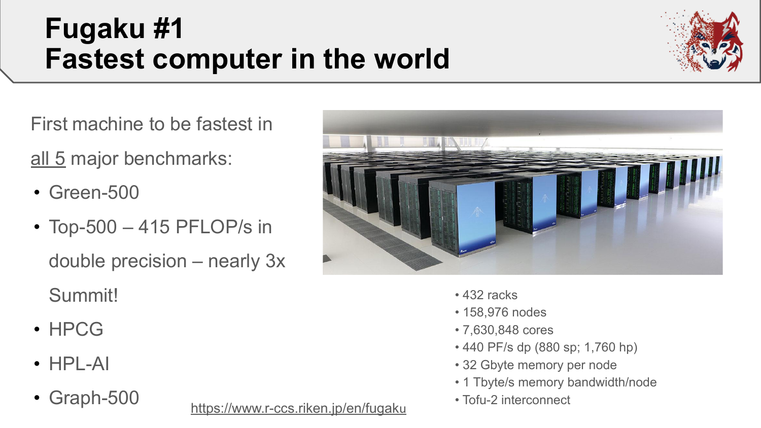# Fugaku #1
# Fastest computer in the world

First machine to be fastest in all 5 major benchmarks:

- Green-500
- Top-500 – 415 PFLOP/s in double precision – nearly 3x Summit!
- HPCG
- HPL-AI
- Graph-500

https://www.r-ccs.riken.jp/en/fugaku

- 432 racks
- 158,976 nodes
- 7,630,848 cores
- 440 PF/s dp (880 sp; 1,760 hp)
- 32 Gbyte memory per node
- 1 Tbyte/s memory bandwidth/node
- Tofu-2 interconnect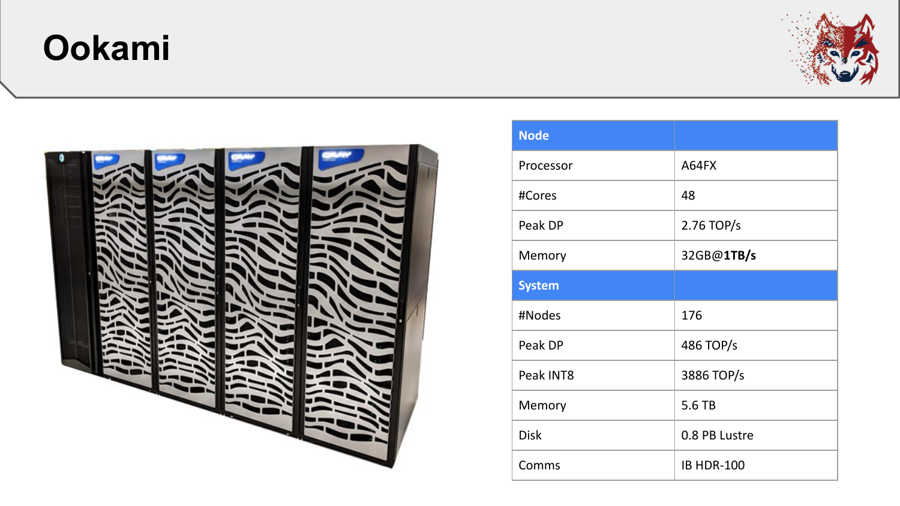# Ookami

| Node | |
|---|---|
| Processor | A64FX |
| #Cores | 48 |
| Peak DP | 2.76 TOP/s |
| Memory | 32GB@**1TB/s** |
| **System** | |
| #Nodes | 176 |
| Peak DP | 486 TOP/s |
| Peak INT8 | 3886 TOP/s |
| Memory | 5.6 TB |
| Disk | 0.8 PB Lustre |
| Comms | IB HDR-100 |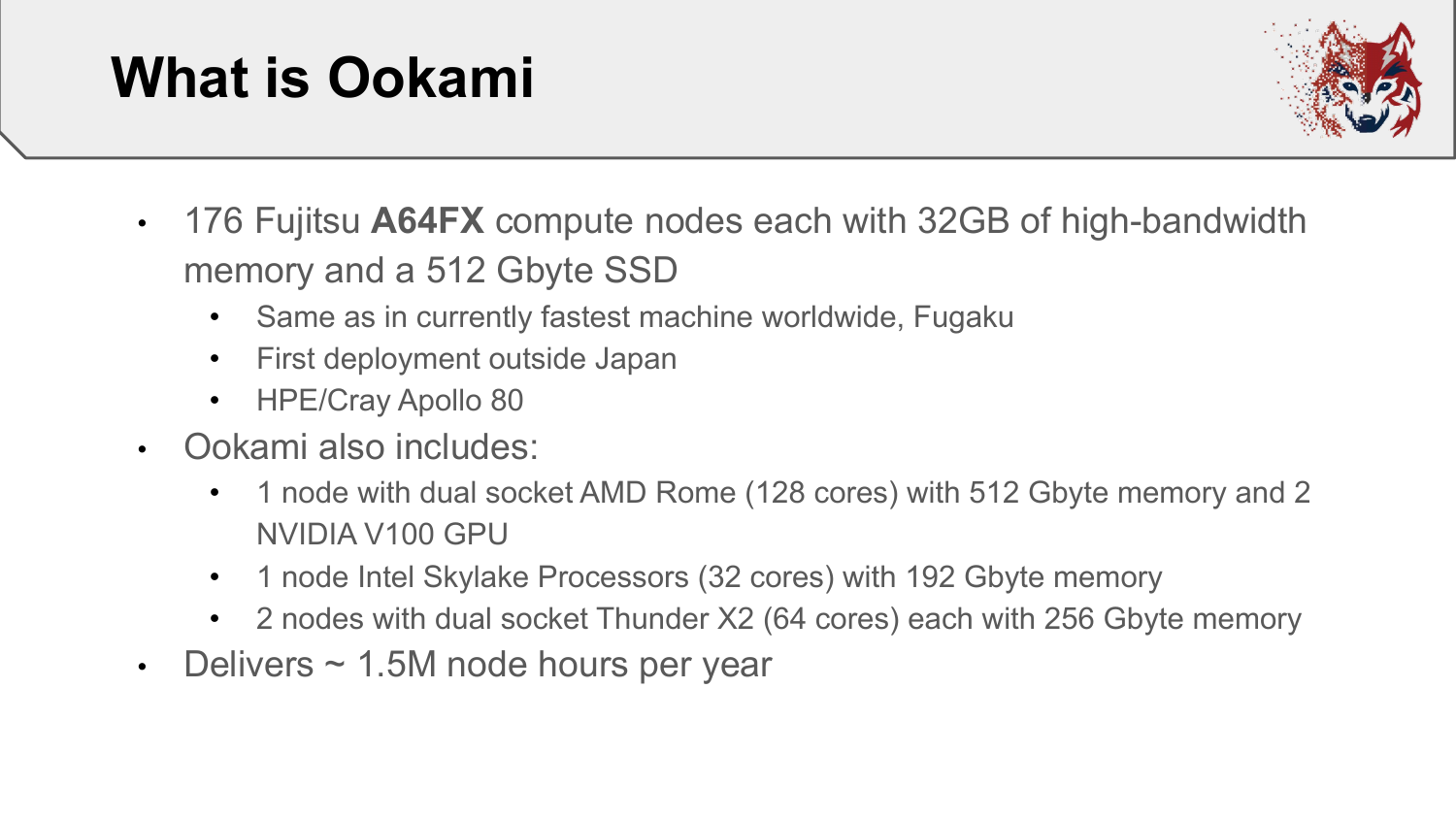# What is Ookami

- 176 Fujitsu **A64FX** compute nodes each with 32GB of high-bandwidth memory and a 512 Gbyte SSD
  - Same as in currently fastest machine worldwide, Fugaku
  - First deployment outside Japan
  - HPE/Cray Apollo 80
- Ookami also includes:
  - 1 node with dual socket AMD Rome (128 cores) with 512 Gbyte memory and 2 NVIDIA V100 GPU
  - 1 node Intel Skylake Processors (32 cores) with 192 Gbyte memory
  - 2 nodes with dual socket Thunder X2 (64 cores) each with 256 Gbyte memory
- Delivers ~ 1.5M node hours per year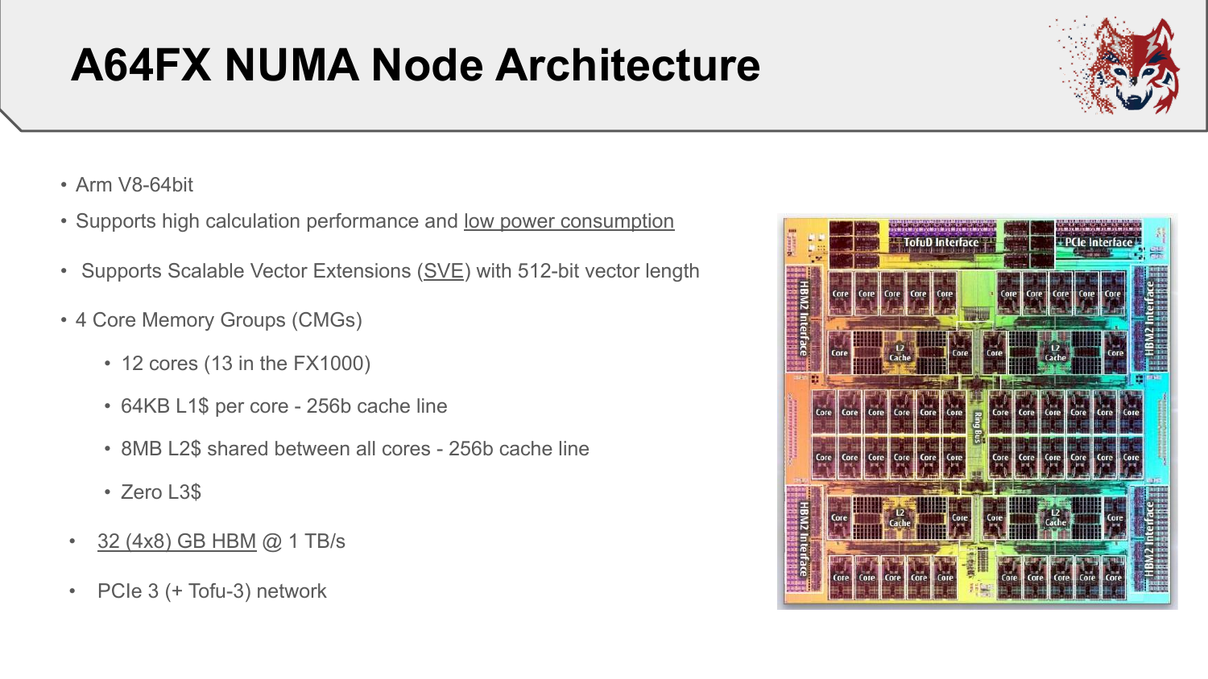# A64FX NUMA Node Architecture

- Arm V8-64bit
- Supports high calculation performance and low power consumption
- Supports Scalable Vector Extensions (SVE) with 512-bit vector length
- 4 Core Memory Groups (CMGs)
  - 12 cores (13 in the FX1000)
  - 64KB L1$ per core - 256b cache line
  - 8MB L2$ shared between all cores - 256b cache line
  - Zero L3$
- 32 (4x8) GB HBM @ 1 TB/s
- PCIe 3 (+ Tofu-3) network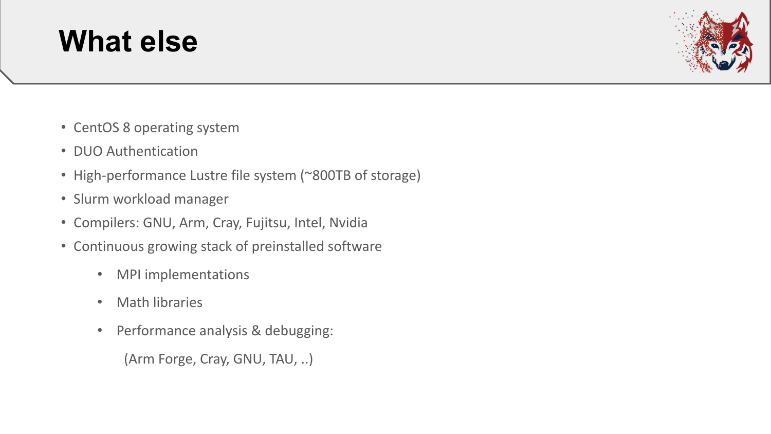# What else

- CentOS 8 operating system
- DUO Authentication
- High-performance Lustre file system (~800TB of storage)
- Slurm workload manager
- Compilers: GNU, Arm, Cray, Fujitsu, Intel, Nvidia
- Continuous growing stack of preinstalled software
  - MPI implementations
  - Math libraries
  - Performance analysis & debugging:

    (Arm Forge, Cray, GNU, TAU, ..)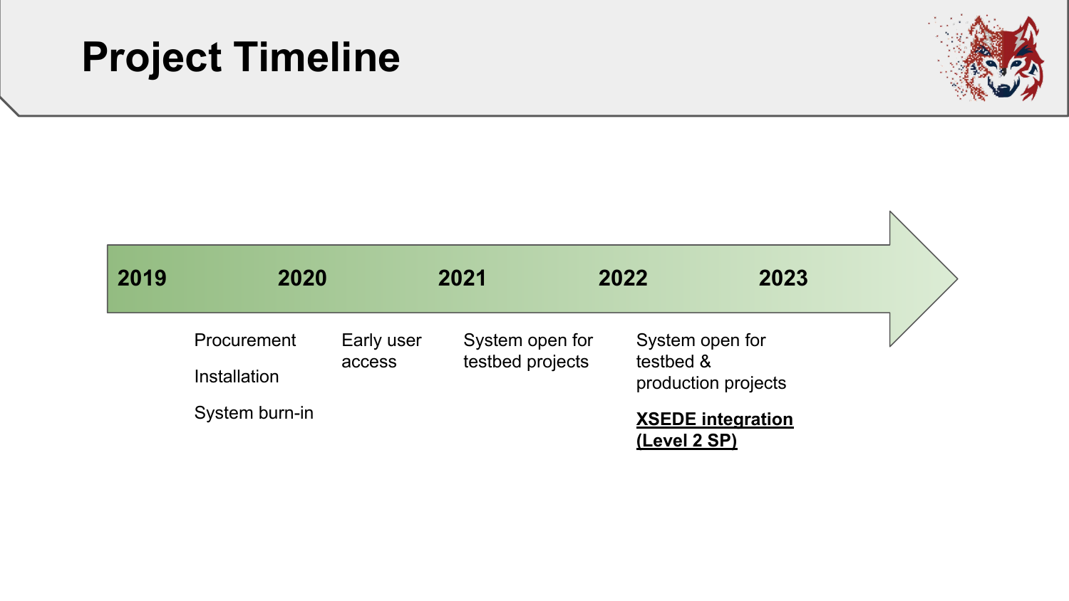# Project Timeline

| 2019 | 2020 | 2021 | 2022 | 2023 |
| --- | --- | --- | --- | --- |
| Procurement<br>Installation<br>System burn-in | Early user access | System open for testbed projects | System open for testbed & production projects<br>**XSEDE integration (Level 2 SP)** | |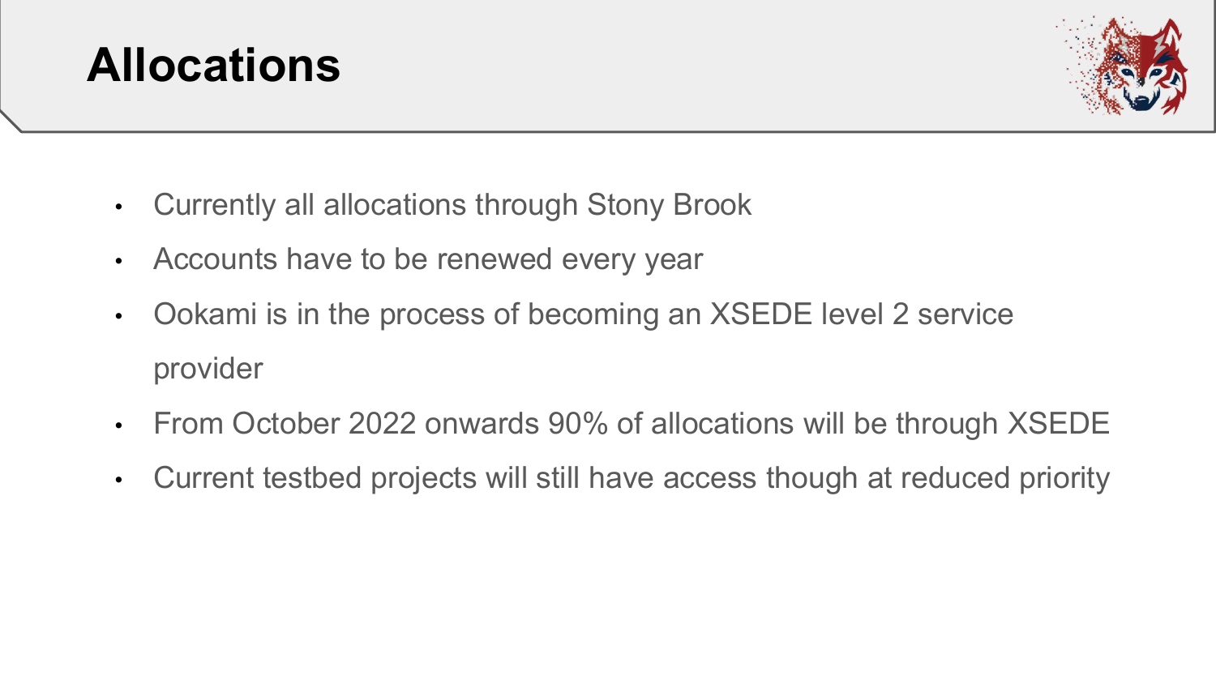# Allocations

- Currently all allocations through Stony Brook
- Accounts have to be renewed every year
- Ookami is in the process of becoming an XSEDE level 2 service provider
- From October 2022 onwards 90% of allocations will be through XSEDE
- Current testbed projects will still have access though at reduced priority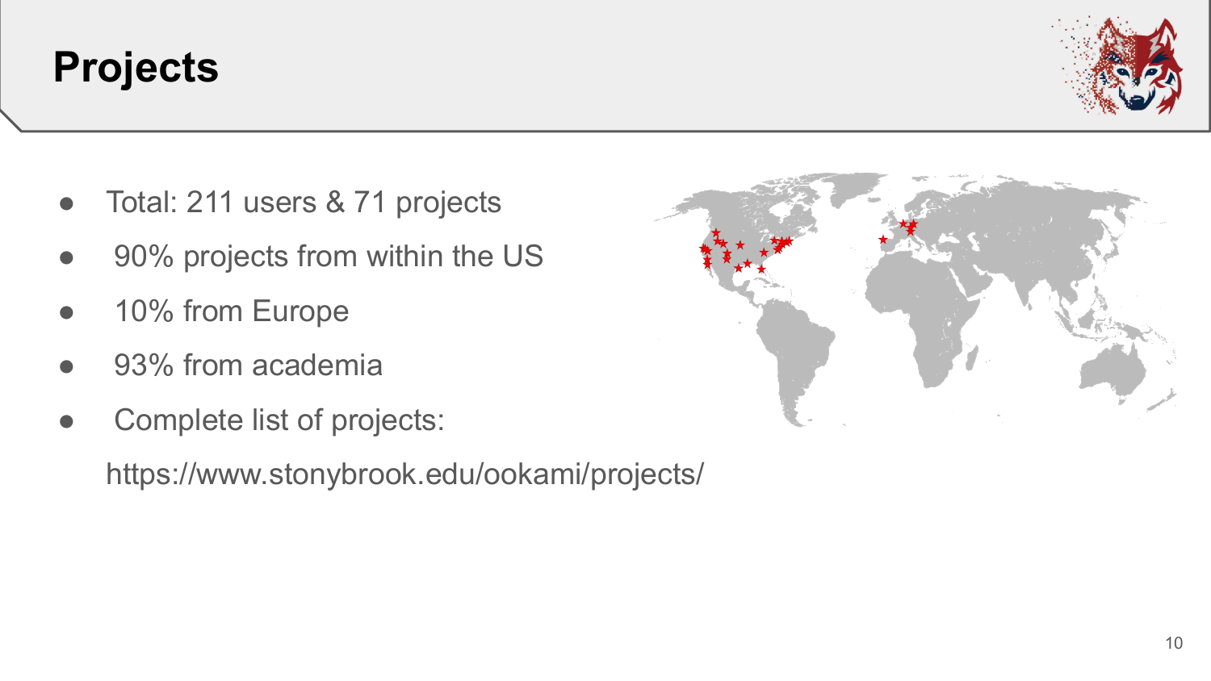# Projects

- Total: 211 users & 71 projects
- 90% projects from within the US
- 10% from Europe
- 93% from academia
- Complete list of projects:

  https://www.stonybrook.edu/ookami/projects/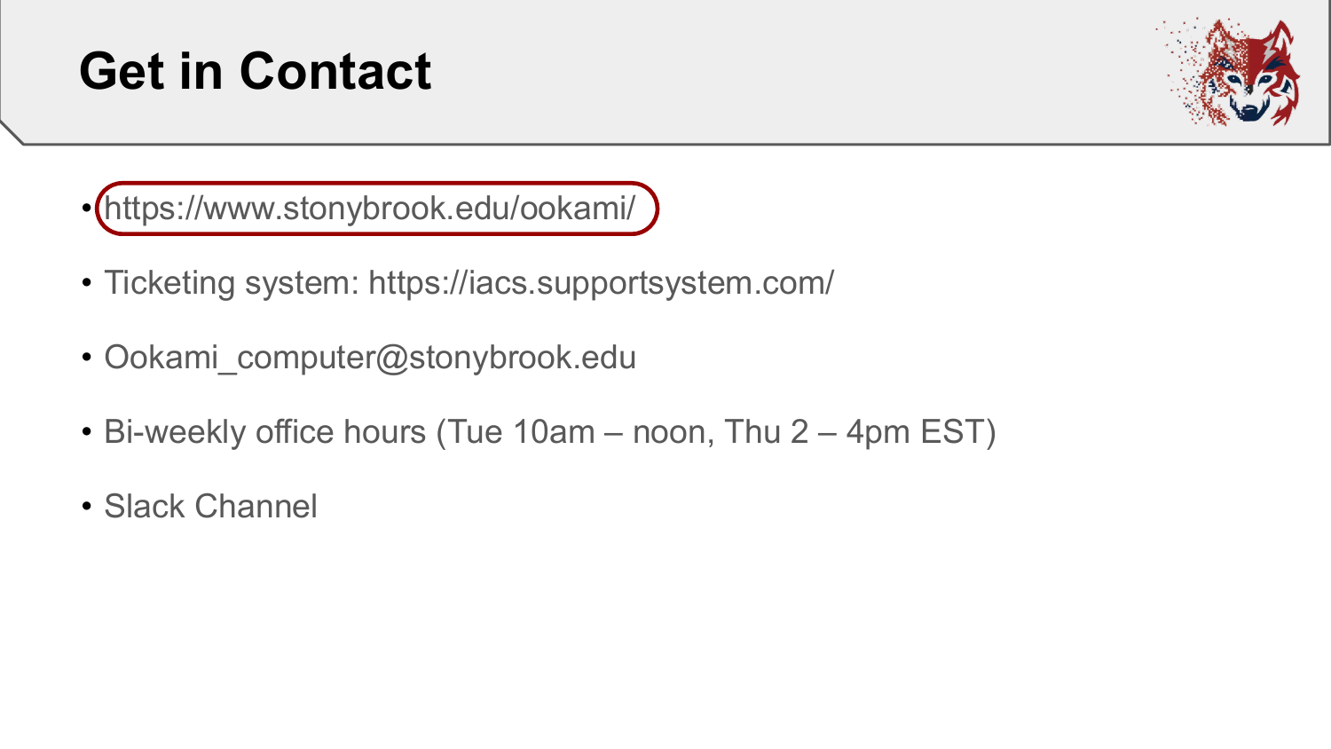# Get in Contact

- https://www.stonybrook.edu/ookami/
- Ticketing system: https://iacs.supportsystem.com/
- Ookami_computer@stonybrook.edu
- Bi-weekly office hours (Tue 10am – noon, Thu 2 – 4pm EST)
- Slack Channel